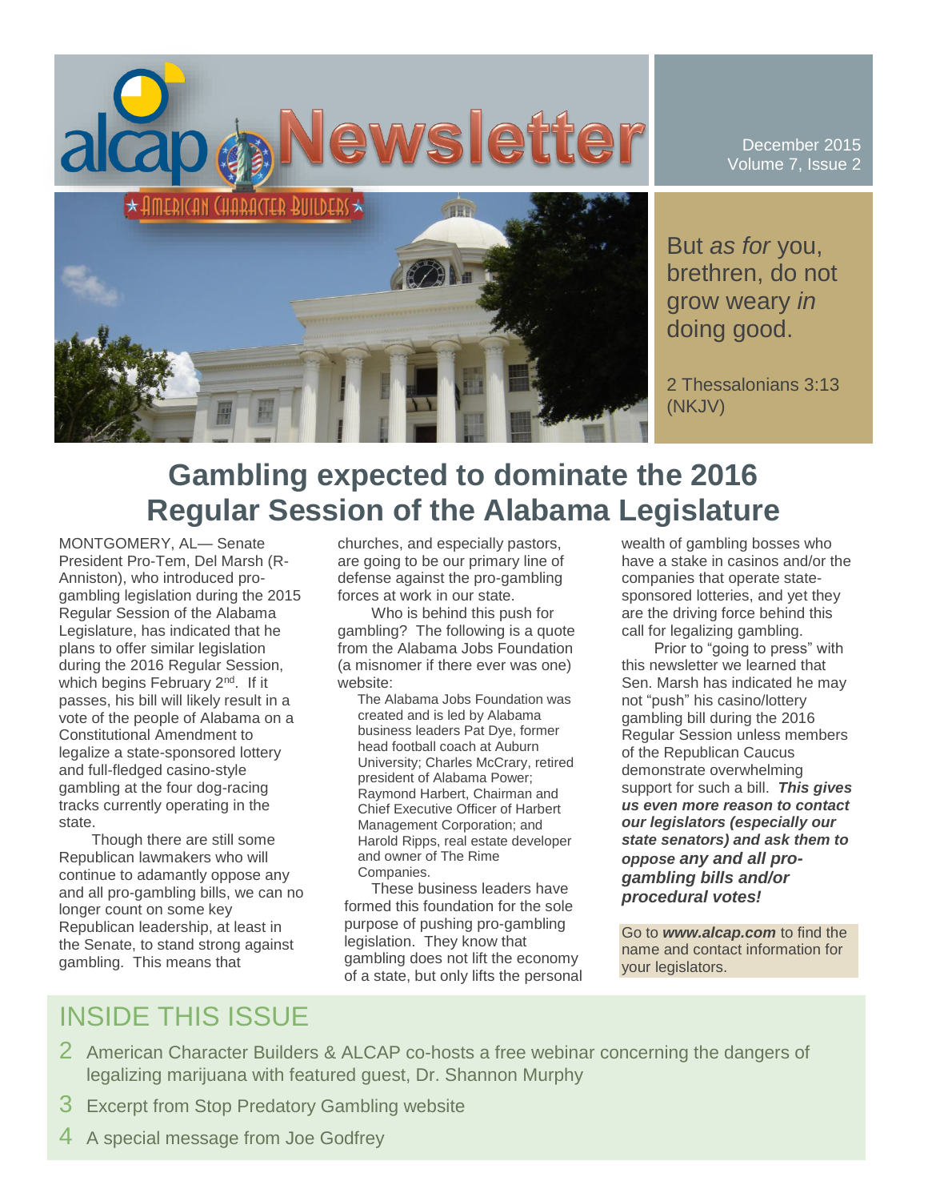# alcap Newsletter

★ AMERICAN CHARACTER BUILDERS ★

December 2015
Volume 7, Issue 2

But *as for* you, brethren, do not grow weary *in* doing good.

2 Thessalonians 3:13 (NKJV)

## Gambling expected to dominate the 2016 Regular Session of the Alabama Legislature

MONTGOMERY, AL— Senate President Pro-Tem, Del Marsh (R-Anniston), who introduced pro-gambling legislation during the 2015 Regular Session of the Alabama Legislature, has indicated that he plans to offer similar legislation during the 2016 Regular Session, which begins February 2nd. If it passes, his bill will likely result in a vote of the people of Alabama on a Constitutional Amendment to legalize a state-sponsored lottery and full-fledged casino-style gambling at the four dog-racing tracks currently operating in the state.

Though there are still some Republican lawmakers who will continue to adamantly oppose any and all pro-gambling bills, we can no longer count on some key Republican leadership, at least in the Senate, to stand strong against gambling. This means that churches, and especially pastors, are going to be our primary line of defense against the pro-gambling forces at work in our state.

Who is behind this push for gambling? The following is a quote from the Alabama Jobs Foundation (a misnomer if there ever was one) website:

> The Alabama Jobs Foundation was created and is led by Alabama business leaders Pat Dye, former head football coach at Auburn University; Charles McCrary, retired president of Alabama Power; Raymond Harbert, Chairman and Chief Executive Officer of Harbert Management Corporation; and Harold Ripps, real estate developer and owner of The Rime Companies.

These business leaders have formed this foundation for the sole purpose of pushing pro-gambling legislation. They know that gambling does not lift the economy of a state, but only lifts the personal wealth of gambling bosses who have a stake in casinos and/or the companies that operate state-sponsored lotteries, and yet they are the driving force behind this call for legalizing gambling.

Prior to "going to press" with this newsletter we learned that Sen. Marsh has indicated he may not "push" his casino/lottery gambling bill during the 2016 Regular Session unless members of the Republican Caucus demonstrate overwhelming support for such a bill. ***This gives us even more reason to contact our legislators (especially our state senators) and ask them to oppose any and all pro-gambling bills and/or procedural votes!***

Go to ***www.alcap.com*** to find the name and contact information for your legislators.

## INSIDE THIS ISSUE

2 American Character Builders & ALCAP co-hosts a free webinar concerning the dangers of legalizing marijuana with featured guest, Dr. Shannon Murphy

3 Excerpt from Stop Predatory Gambling website

4 A special message from Joe Godfrey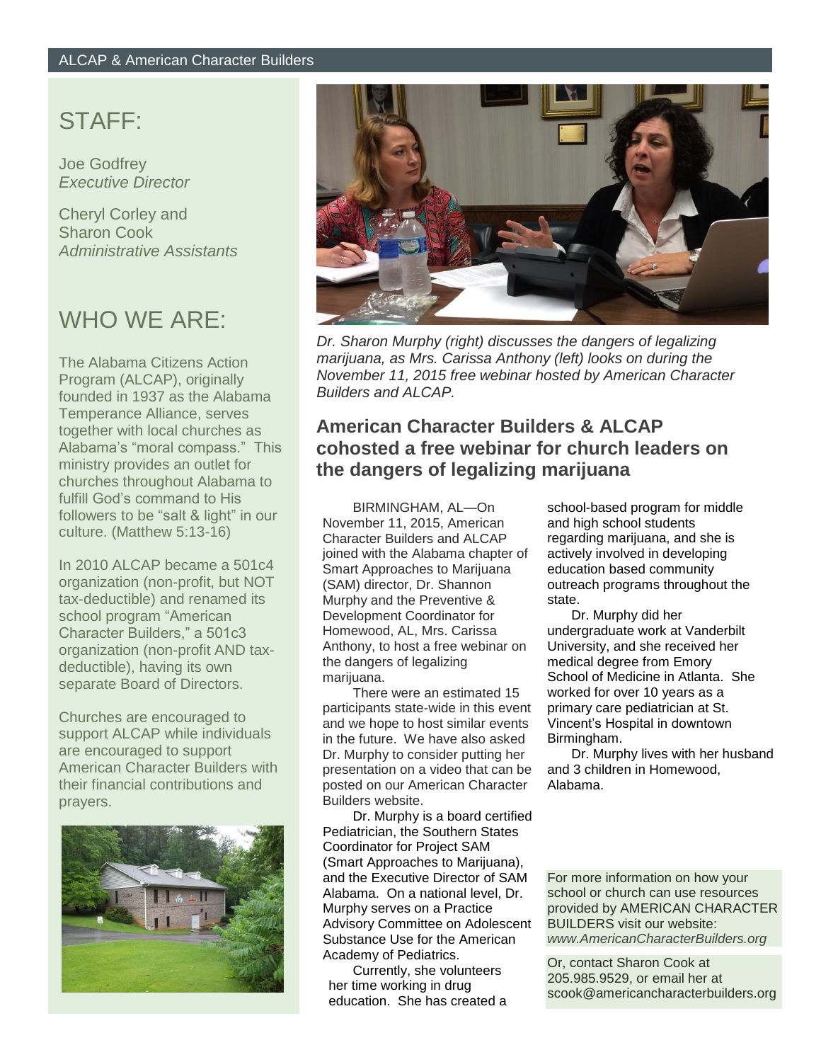## STAFF:

Joe Godfrey
*Executive Director*

Cheryl Corley and
Sharon Cook
*Administrative Assistants*

## WHO WE ARE:

The Alabama Citizens Action Program (ALCAP), originally founded in 1937 as the Alabama Temperance Alliance, serves together with local churches as Alabama's "moral compass." This ministry provides an outlet for churches throughout Alabama to fulfill God's command to His followers to be "salt & light" in our culture. (Matthew 5:13-16)

In 2010 ALCAP became a 501c4 organization (non-profit, but NOT tax-deductible) and renamed its school program "American Character Builders," a 501c3 organization (non-profit AND tax-deductible), having its own separate Board of Directors.

Churches are encouraged to support ALCAP while individuals are encouraged to support American Character Builders with their financial contributions and prayers.

*Dr. Sharon Murphy (right) discusses the dangers of legalizing marijuana, as Mrs. Carissa Anthony (left) looks on during the November 11, 2015 free webinar hosted by American Character Builders and ALCAP.*

## American Character Builders & ALCAP cohosted a free webinar for church leaders on the dangers of legalizing marijuana

BIRMINGHAM, AL—On November 11, 2015, American Character Builders and ALCAP joined with the Alabama chapter of Smart Approaches to Marijuana (SAM) director, Dr. Shannon Murphy and the Preventive & Development Coordinator for Homewood, AL, Mrs. Carissa Anthony, to host a free webinar on the dangers of legalizing marijuana.

There were an estimated 15 participants state-wide in this event and we hope to host similar events in the future. We have also asked Dr. Murphy to consider putting her presentation on a video that can be posted on our American Character Builders website.

Dr. Murphy is a board certified Pediatrician, the Southern States Coordinator for Project SAM (Smart Approaches to Marijuana), and the Executive Director of SAM Alabama. On a national level, Dr. Murphy serves on a Practice Advisory Committee on Adolescent Substance Use for the American Academy of Pediatrics.

Currently, she volunteers her time working in drug education. She has created a school-based program for middle and high school students regarding marijuana, and she is actively involved in developing education based community outreach programs throughout the state.

Dr. Murphy did her undergraduate work at Vanderbilt University, and she received her medical degree from Emory School of Medicine in Atlanta. She worked for over 10 years as a primary care pediatrician at St. Vincent's Hospital in downtown Birmingham.

Dr. Murphy lives with her husband and 3 children in Homewood, Alabama.

For more information on how your school or church can use resources provided by AMERICAN CHARACTER BUILDERS visit our website: *www.AmericanCharacterBuilders.org*

Or, contact Sharon Cook at 205.985.9529, or email her at scook@americancharacterbuilders.org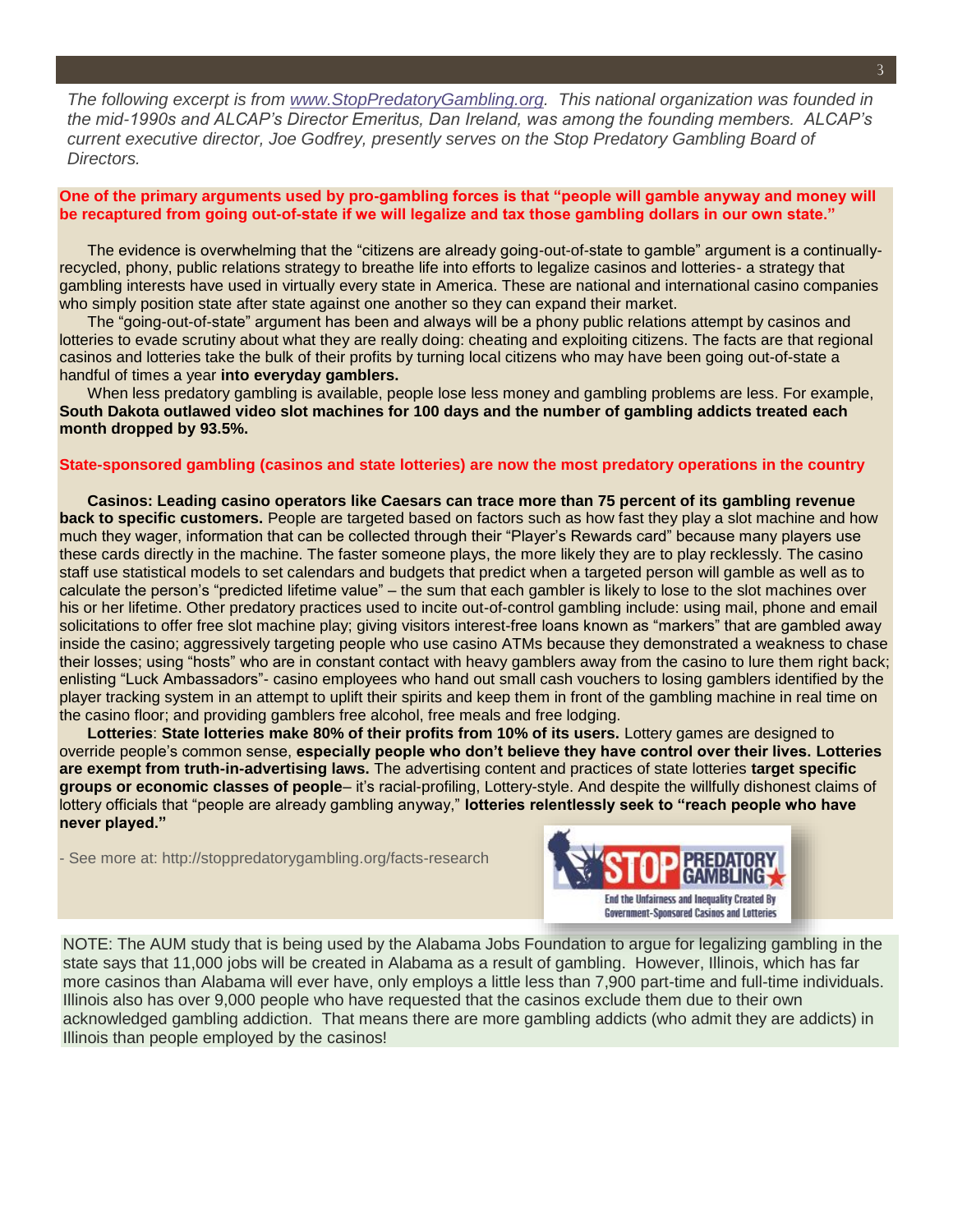*The following excerpt is from [www.StopPredatoryGambling.org](http://www.StopPredatoryGambling.org). This national organization was founded in the mid-1990s and ALCAP's Director Emeritus, Dan Ireland, was among the founding members. ALCAP's current executive director, Joe Godfrey, presently serves on the Stop Predatory Gambling Board of Directors.*

**One of the primary arguments used by pro-gambling forces is that "people will gamble anyway and money will be recaptured from going out-of-state if we will legalize and tax those gambling dollars in our own state."**

The evidence is overwhelming that the "citizens are already going-out-of-state to gamble" argument is a continually-recycled, phony, public relations strategy to breathe life into efforts to legalize casinos and lotteries- a strategy that gambling interests have used in virtually every state in America. These are national and international casino companies who simply position state after state against one another so they can expand their market.

The "going-out-of-state" argument has been and always will be a phony public relations attempt by casinos and lotteries to evade scrutiny about what they are really doing: cheating and exploiting citizens. The facts are that regional casinos and lotteries take the bulk of their profits by turning local citizens who may have been going out-of-state a handful of times a year **into everyday gamblers.**

When less predatory gambling is available, people lose less money and gambling problems are less. For example, **South Dakota outlawed video slot machines for 100 days and the number of gambling addicts treated each month dropped by 93.5%.**

**State-sponsored gambling (casinos and state lotteries) are now the most predatory operations in the country**

**Casinos: Leading casino operators like Caesars can trace more than 75 percent of its gambling revenue back to specific customers.** People are targeted based on factors such as how fast they play a slot machine and how much they wager, information that can be collected through their "Player's Rewards card" because many players use these cards directly in the machine. The faster someone plays, the more likely they are to play recklessly. The casino staff use statistical models to set calendars and budgets that predict when a targeted person will gamble as well as to calculate the person's "predicted lifetime value" – the sum that each gambler is likely to lose to the slot machines over his or her lifetime. Other predatory practices used to incite out-of-control gambling include: using mail, phone and email solicitations to offer free slot machine play; giving visitors interest-free loans known as "markers" that are gambled away inside the casino; aggressively targeting people who use casino ATMs because they demonstrated a weakness to chase their losses; using "hosts" who are in constant contact with heavy gamblers away from the casino to lure them right back; enlisting "Luck Ambassadors"- casino employees who hand out small cash vouchers to losing gamblers identified by the player tracking system in an attempt to uplift their spirits and keep them in front of the gambling machine in real time on the casino floor; and providing gamblers free alcohol, free meals and free lodging.

**Lotteries**: **State lotteries make 80% of their profits from 10% of its users.** Lottery games are designed to override people's common sense, **especially people who don't believe they have control over their lives. Lotteries are exempt from truth-in-advertising laws.** The advertising content and practices of state lotteries **target specific groups or economic classes of people**– it's racial-profiling, Lottery-style. And despite the willfully dishonest claims of lottery officials that "people are already gambling anyway," **lotteries relentlessly seek to "reach people who have never played."**

- See more at: http://stoppredatorygambling.org/facts-research

STOP PREDATORY GAMBLING
End the Unfairness and Inequality Created By Government-Sponsored Casinos and Lotteries

NOTE: The AUM study that is being used by the Alabama Jobs Foundation to argue for legalizing gambling in the state says that 11,000 jobs will be created in Alabama as a result of gambling. However, Illinois, which has far more casinos than Alabama will ever have, only employs a little less than 7,900 part-time and full-time individuals. Illinois also has over 9,000 people who have requested that the casinos exclude them due to their own acknowledged gambling addiction. That means there are more gambling addicts (who admit they are addicts) in Illinois than people employed by the casinos!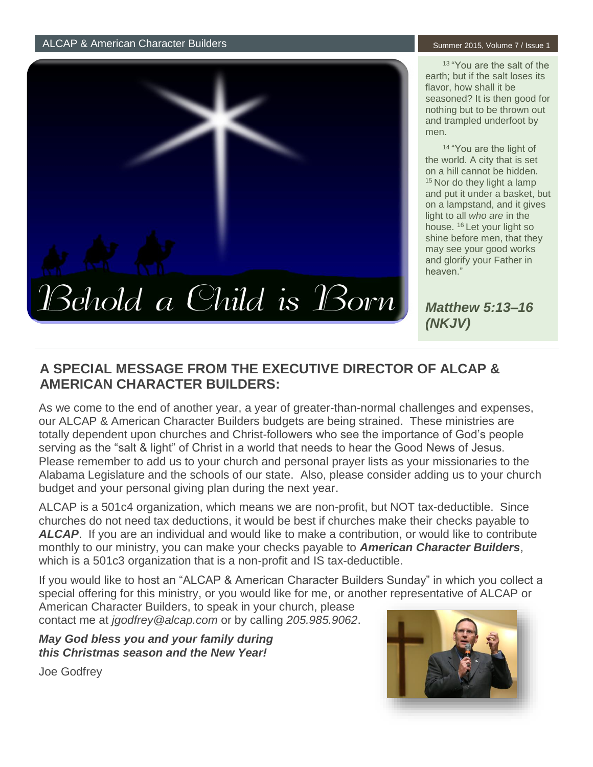Behold a Child is Born

[13] "You are the salt of the earth; but if the salt loses its flavor, how shall it be seasoned? It is then good for nothing but to be thrown out and trampled underfoot by men.

[14] "You are the light of the world. A city that is set on a hill cannot be hidden. [15] Nor do they light a lamp and put it under a basket, but on a lampstand, and it gives light to all *who are* in the house. [16] Let your light so shine before men, that they may see your good works and glorify your Father in heaven."

***Matthew 5:13–16 (NKJV)***

## A SPECIAL MESSAGE FROM THE EXECUTIVE DIRECTOR OF ALCAP & AMERICAN CHARACTER BUILDERS:

As we come to the end of another year, a year of greater-than-normal challenges and expenses, our ALCAP & American Character Builders budgets are being strained. These ministries are totally dependent upon churches and Christ-followers who see the importance of God's people serving as the "salt & light" of Christ in a world that needs to hear the Good News of Jesus. Please remember to add us to your church and personal prayer lists as your missionaries to the Alabama Legislature and the schools of our state. Also, please consider adding us to your church budget and your personal giving plan during the next year.

ALCAP is a 501c4 organization, which means we are non-profit, but NOT tax-deductible. Since churches do not need tax deductions, it would be best if churches make their checks payable to ***ALCAP***. If you are an individual and would like to make a contribution, or would like to contribute monthly to our ministry, you can make your checks payable to ***American Character Builders***, which is a 501c3 organization that is a non-profit and IS tax-deductible.

If you would like to host an "ALCAP & American Character Builders Sunday" in which you collect a special offering for this ministry, or you would like for me, or another representative of ALCAP or American Character Builders, to speak in your church, please contact me at *jgodfrey@alcap.com* or by calling *205.985.9062*.

***May God bless you and your family during this Christmas season and the New Year!***

Joe Godfrey